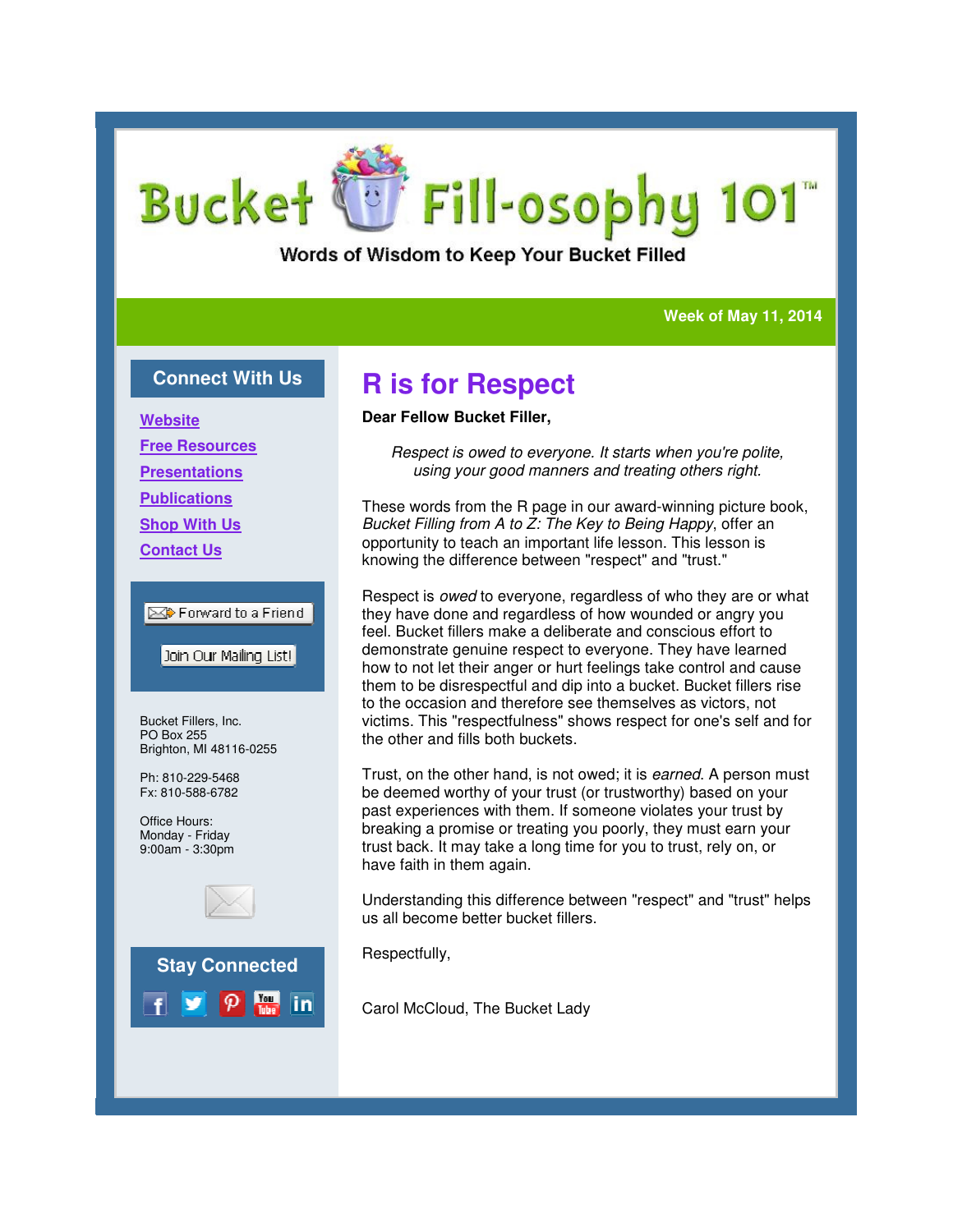# Bucket Fill-osophy 101™

Words of Wisdom to Keep Your Bucket Filled

**Week of May 11, 2014**

## Connect With Us

- Website
- Free Resources
- Presentations
- Publications
- Shop With Us
- Contact Us

Forward to a Friend

Join Our Mailing List!

Bucket Fillers, Inc.
PO Box 255
Brighton, MI 48116-0255

Ph: 810-229-5468
Fx: 810-588-6782

Office Hours:
Monday - Friday
9:00am - 3:30pm

## Stay Connected

# R is for Respect

**Dear Fellow Bucket Filler,**

*Respect is owed to everyone. It starts when you're polite, using your good manners and treating others right.*

These words from the R page in our award-winning picture book, *Bucket Filling from A to Z: The Key to Being Happy*, offer an opportunity to teach an important life lesson. This lesson is knowing the difference between "respect" and "trust."

Respect is *owed* to everyone, regardless of who they are or what they have done and regardless of how wounded or angry you feel. Bucket fillers make a deliberate and conscious effort to demonstrate genuine respect to everyone. They have learned how to not let their anger or hurt feelings take control and cause them to be disrespectful and dip into a bucket. Bucket fillers rise to the occasion and therefore see themselves as victors, not victims. This "respectfulness" shows respect for one's self and for the other and fills both buckets.

Trust, on the other hand, is not owed; it is *earned.* A person must be deemed worthy of your trust (or trustworthy) based on your past experiences with them. If someone violates your trust by breaking a promise or treating you poorly, they must earn your trust back. It may take a long time for you to trust, rely on, or have faith in them again.

Understanding this difference between "respect" and "trust" helps us all become better bucket fillers.

Respectfully,

Carol McCloud, The Bucket Lady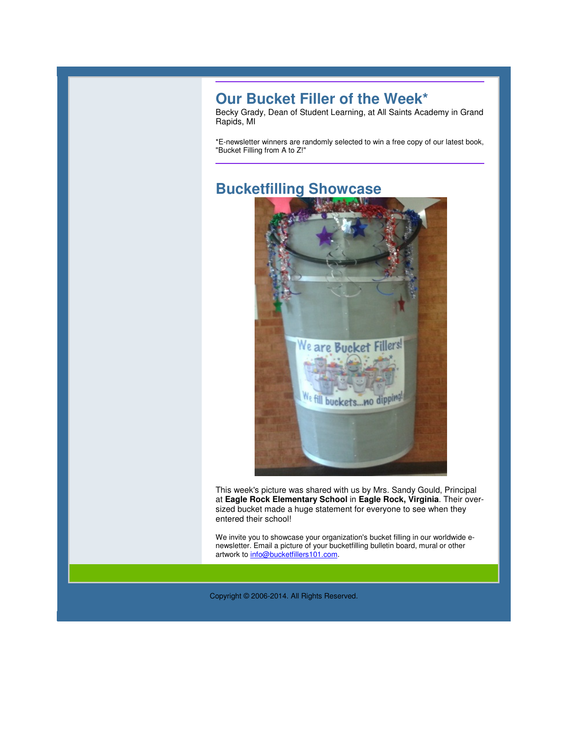## Our Bucket Filler of the Week*

Becky Grady, Dean of Student Learning, at All Saints Academy in Grand Rapids, MI

*E-newsletter winners are randomly selected to win a free copy of our latest book, "Bucket Filling from A to Z!"

## Bucketfilling Showcase

This week's picture was shared with us by Mrs. Sandy Gould, Principal at **Eagle Rock Elementary School** in **Eagle Rock, Virginia**. Their over-sized bucket made a huge statement for everyone to see when they entered their school!

We invite you to showcase your organization's bucket filling in our worldwide e-newsletter. Email a picture of your bucketfilling bulletin board, mural or other artwork to info@bucketfillers101.com.

Copyright © 2006-2014. All Rights Reserved.